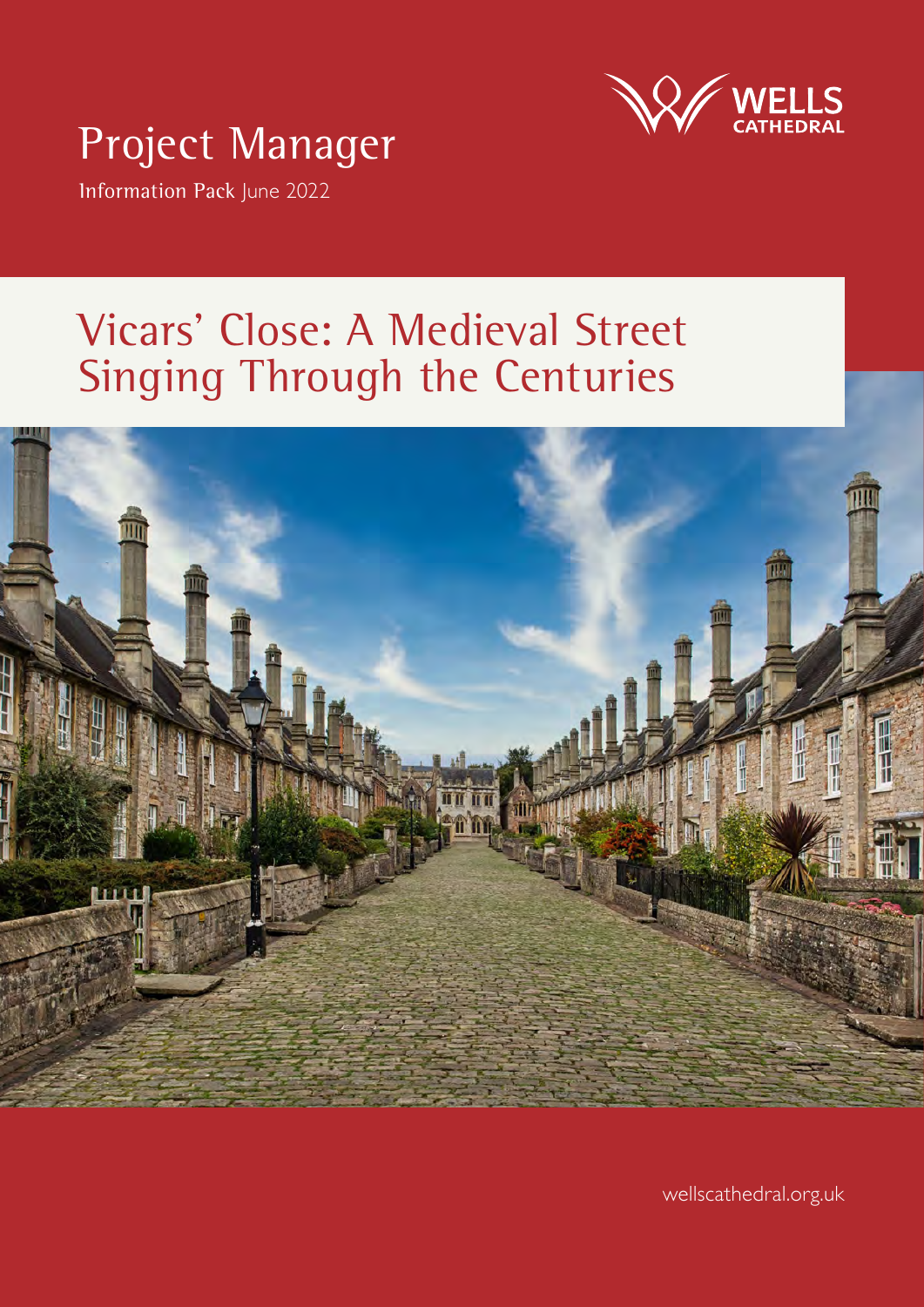# Project Manager

**Information Pack** June 2022

WELLS CATHEDRAL

## Vicars' Close: A Medieval Street Singing Through the Centuries

wellscathedral.org.uk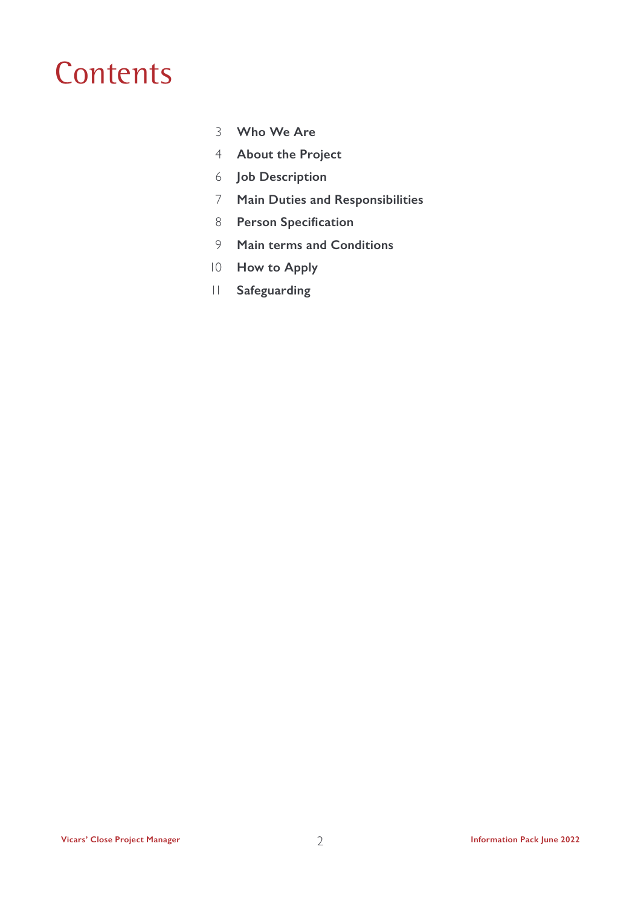# Contents

| | |
|---|---|
| 3 | **Who We Are** |
| 4 | **About the Project** |
| 6 | **Job Description** |
| 7 | **Main Duties and Responsibilities** |
| 8 | **Person Specification** |
| 9 | **Main terms and Conditions** |
| 10 | **How to Apply** |
| 11 | **Safeguarding** |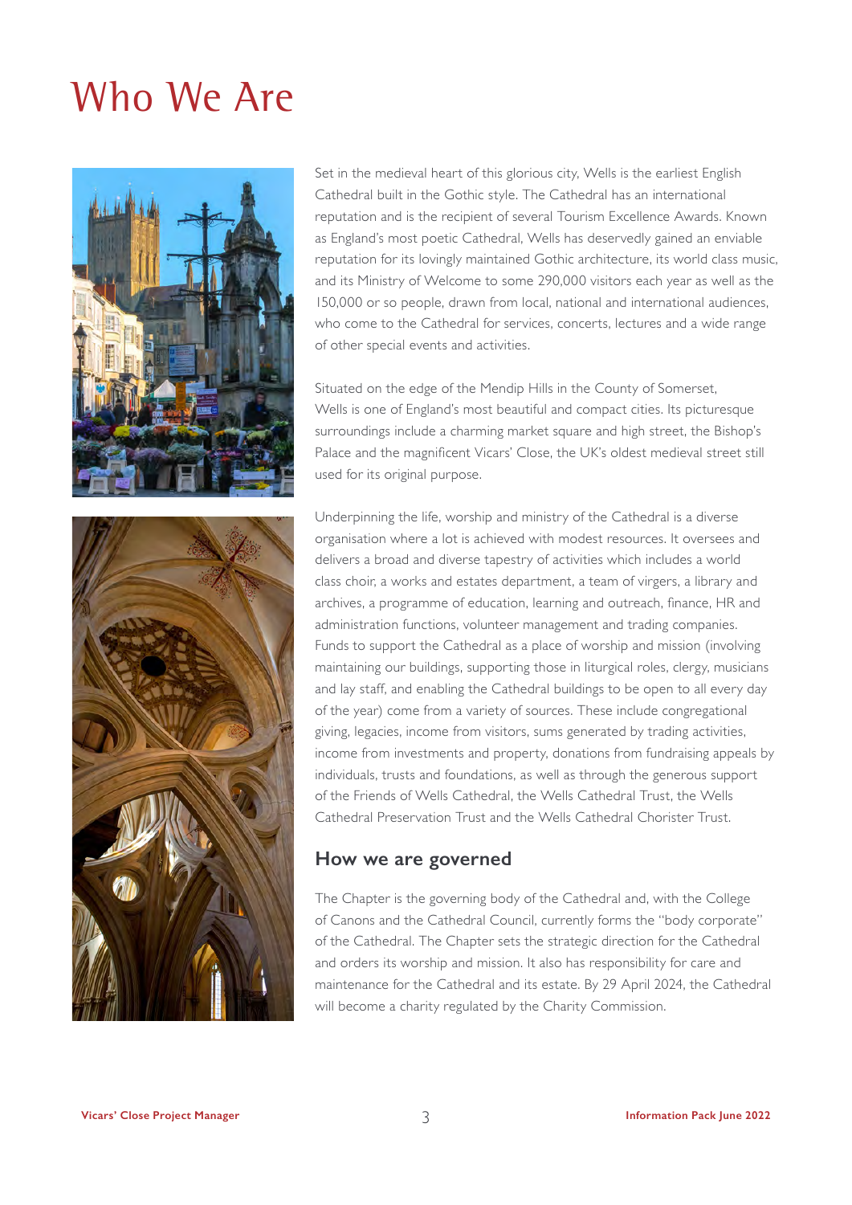# Who We Are

Set in the medieval heart of this glorious city, Wells is the earliest English Cathedral built in the Gothic style. The Cathedral has an international reputation and is the recipient of several Tourism Excellence Awards. Known as England's most poetic Cathedral, Wells has deservedly gained an enviable reputation for its lovingly maintained Gothic architecture, its world class music, and its Ministry of Welcome to some 290,000 visitors each year as well as the 150,000 or so people, drawn from local, national and international audiences, who come to the Cathedral for services, concerts, lectures and a wide range of other special events and activities.

Situated on the edge of the Mendip Hills in the County of Somerset, Wells is one of England's most beautiful and compact cities. Its picturesque surroundings include a charming market square and high street, the Bishop's Palace and the magnificent Vicars' Close, the UK's oldest medieval street still used for its original purpose.

Underpinning the life, worship and ministry of the Cathedral is a diverse organisation where a lot is achieved with modest resources. It oversees and delivers a broad and diverse tapestry of activities which includes a world class choir, a works and estates department, a team of virgers, a library and archives, a programme of education, learning and outreach, finance, HR and administration functions, volunteer management and trading companies. Funds to support the Cathedral as a place of worship and mission (involving maintaining our buildings, supporting those in liturgical roles, clergy, musicians and lay staff, and enabling the Cathedral buildings to be open to all every day of the year) come from a variety of sources. These include congregational giving, legacies, income from visitors, sums generated by trading activities, income from investments and property, donations from fundraising appeals by individuals, trusts and foundations, as well as through the generous support of the Friends of Wells Cathedral, the Wells Cathedral Trust, the Wells Cathedral Preservation Trust and the Wells Cathedral Chorister Trust.

## How we are governed

The Chapter is the governing body of the Cathedral and, with the College of Canons and the Cathedral Council, currently forms the "body corporate" of the Cathedral. The Chapter sets the strategic direction for the Cathedral and orders its worship and mission. It also has responsibility for care and maintenance for the Cathedral and its estate. By 29 April 2024, the Cathedral will become a charity regulated by the Charity Commission.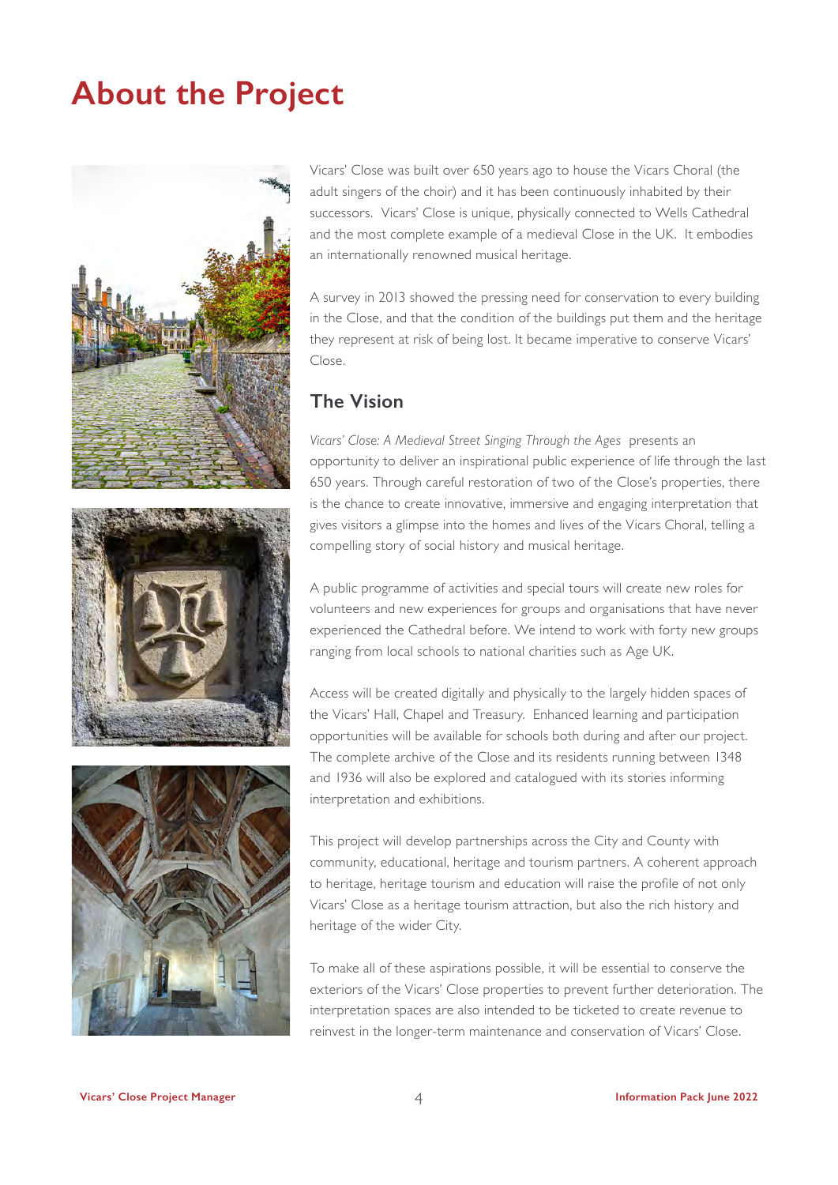# About the Project

Vicars' Close was built over 650 years ago to house the Vicars Choral (the adult singers of the choir) and it has been continuously inhabited by their successors. Vicars' Close is unique, physically connected to Wells Cathedral and the most complete example of a medieval Close in the UK. It embodies an internationally renowned musical heritage.

A survey in 2013 showed the pressing need for conservation to every building in the Close, and that the condition of the buildings put them and the heritage they represent at risk of being lost. It became imperative to conserve Vicars' Close.

## The Vision

*Vicars' Close: A Medieval Street Singing Through the Ages* presents an opportunity to deliver an inspirational public experience of life through the last 650 years. Through careful restoration of two of the Close's properties, there is the chance to create innovative, immersive and engaging interpretation that gives visitors a glimpse into the homes and lives of the Vicars Choral, telling a compelling story of social history and musical heritage.

A public programme of activities and special tours will create new roles for volunteers and new experiences for groups and organisations that have never experienced the Cathedral before. We intend to work with forty new groups ranging from local schools to national charities such as Age UK.

Access will be created digitally and physically to the largely hidden spaces of the Vicars' Hall, Chapel and Treasury. Enhanced learning and participation opportunities will be available for schools both during and after our project. The complete archive of the Close and its residents running between 1348 and 1936 will also be explored and catalogued with its stories informing interpretation and exhibitions.

This project will develop partnerships across the City and County with community, educational, heritage and tourism partners. A coherent approach to heritage, heritage tourism and education will raise the profile of not only Vicars' Close as a heritage tourism attraction, but also the rich history and heritage of the wider City.

To make all of these aspirations possible, it will be essential to conserve the exteriors of the Vicars' Close properties to prevent further deterioration. The interpretation spaces are also intended to be ticketed to create revenue to reinvest in the longer-term maintenance and conservation of Vicars' Close.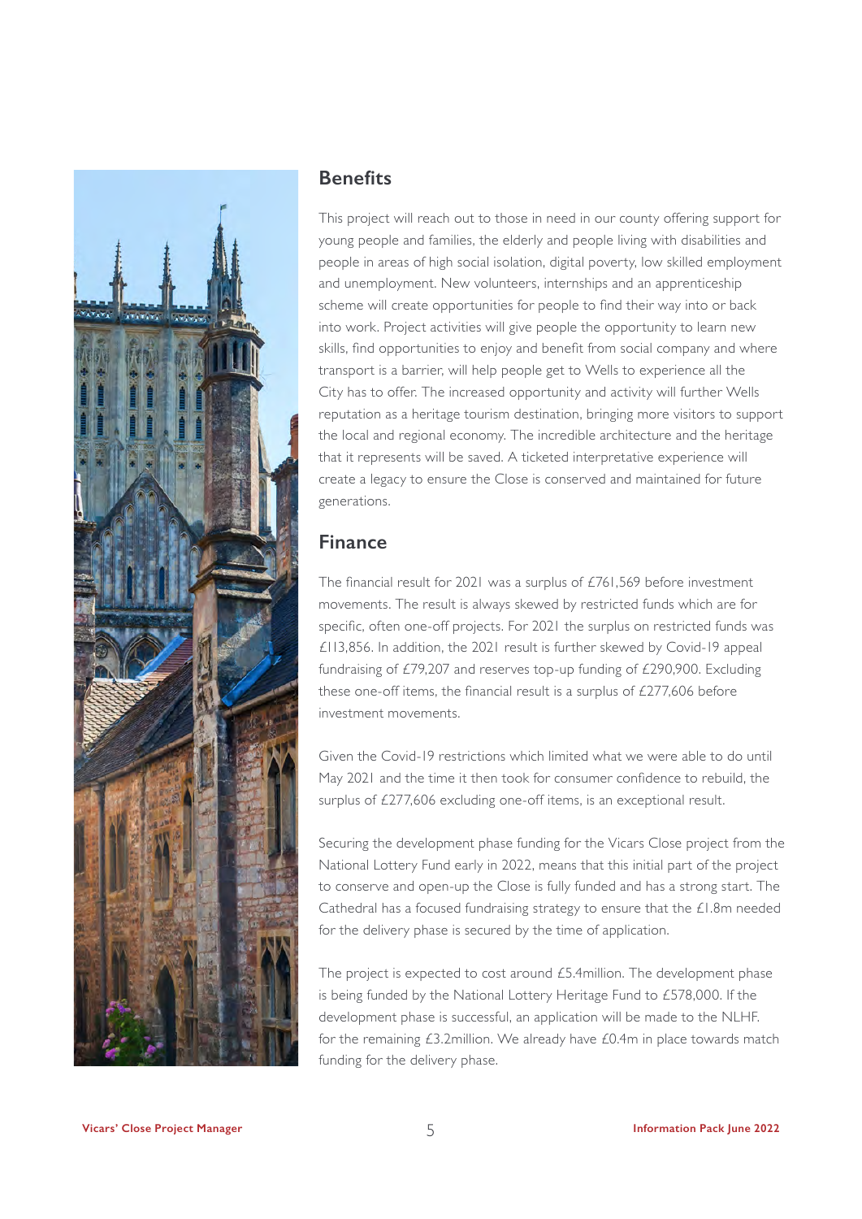## Benefits

This project will reach out to those in need in our county offering support for young people and families, the elderly and people living with disabilities and people in areas of high social isolation, digital poverty, low skilled employment and unemployment. New volunteers, internships and an apprenticeship scheme will create opportunities for people to find their way into or back into work. Project activities will give people the opportunity to learn new skills, find opportunities to enjoy and benefit from social company and where transport is a barrier, will help people get to Wells to experience all the City has to offer. The increased opportunity and activity will further Wells reputation as a heritage tourism destination, bringing more visitors to support the local and regional economy. The incredible architecture and the heritage that it represents will be saved. A ticketed interpretative experience will create a legacy to ensure the Close is conserved and maintained for future generations.

## Finance

The financial result for 2021 was a surplus of £761,569 before investment movements. The result is always skewed by restricted funds which are for specific, often one-off projects. For 2021 the surplus on restricted funds was £113,856. In addition, the 2021 result is further skewed by Covid-19 appeal fundraising of £79,207 and reserves top-up funding of £290,900. Excluding these one-off items, the financial result is a surplus of £277,606 before investment movements.

Given the Covid-19 restrictions which limited what we were able to do until May 2021 and the time it then took for consumer confidence to rebuild, the surplus of £277,606 excluding one-off items, is an exceptional result.

Securing the development phase funding for the Vicars Close project from the National Lottery Fund early in 2022, means that this initial part of the project to conserve and open-up the Close is fully funded and has a strong start. The Cathedral has a focused fundraising strategy to ensure that the £1.8m needed for the delivery phase is secured by the time of application.

The project is expected to cost around £5.4million. The development phase is being funded by the National Lottery Heritage Fund to £578,000. If the development phase is successful, an application will be made to the NLHF. for the remaining £3.2million. We already have £0.4m in place towards match funding for the delivery phase.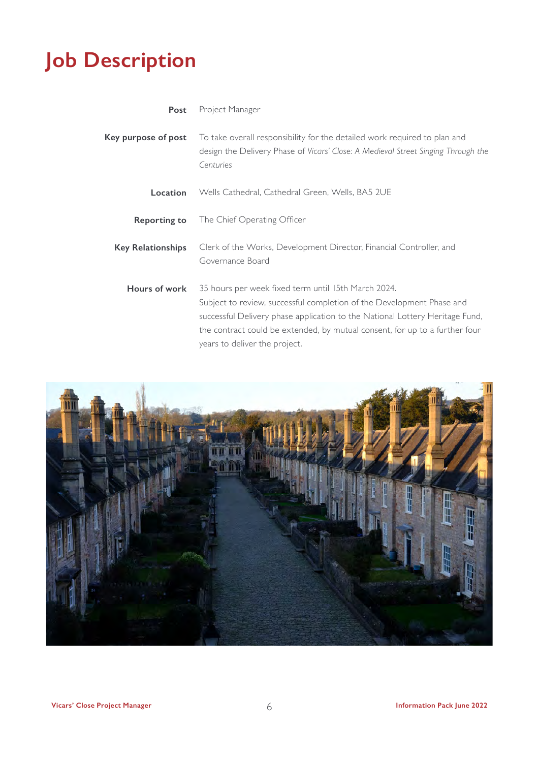# Job Description

| | |
|---|---|
| **Post** | Project Manager |
| **Key purpose of post** | To take overall responsibility for the detailed work required to plan and design the Delivery Phase of *Vicars' Close: A Medieval Street Singing Through the Centuries* |
| **Location** | Wells Cathedral, Cathedral Green, Wells, BA5 2UE |
| **Reporting to** | The Chief Operating Officer |
| **Key Relationships** | Clerk of the Works, Development Director, Financial Controller, and Governance Board |
| **Hours of work** | 35 hours per week fixed term until 15th March 2024. Subject to review, successful completion of the Development Phase and successful Delivery phase application to the National Lottery Heritage Fund, the contract could be extended, by mutual consent, for up to a further four years to deliver the project. |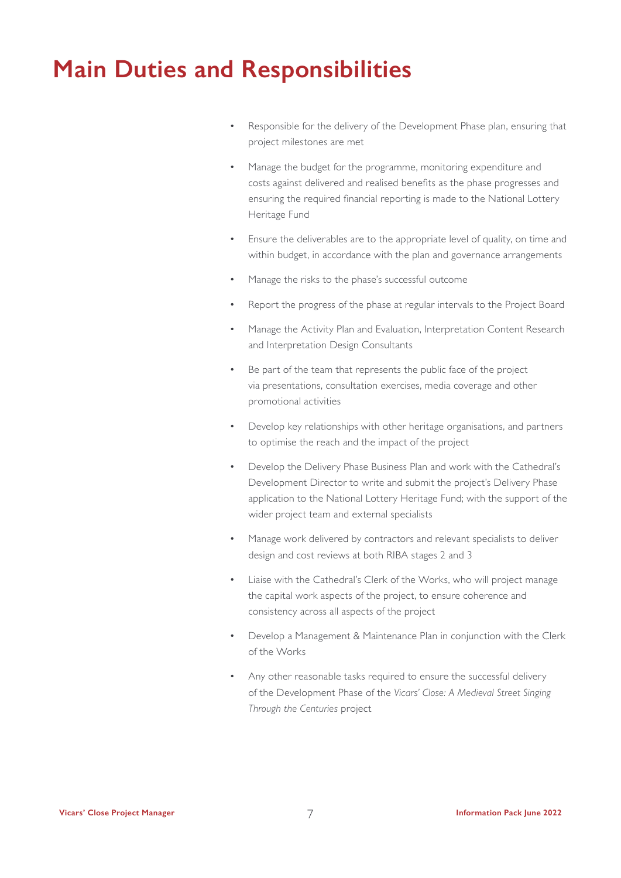# Main Duties and Responsibilities

- Responsible for the delivery of the Development Phase plan, ensuring that project milestones are met
- Manage the budget for the programme, monitoring expenditure and costs against delivered and realised benefits as the phase progresses and ensuring the required financial reporting is made to the National Lottery Heritage Fund
- Ensure the deliverables are to the appropriate level of quality, on time and within budget, in accordance with the plan and governance arrangements
- Manage the risks to the phase's successful outcome
- Report the progress of the phase at regular intervals to the Project Board
- Manage the Activity Plan and Evaluation, Interpretation Content Research and Interpretation Design Consultants
- Be part of the team that represents the public face of the project via presentations, consultation exercises, media coverage and other promotional activities
- Develop key relationships with other heritage organisations, and partners to optimise the reach and the impact of the project
- Develop the Delivery Phase Business Plan and work with the Cathedral's Development Director to write and submit the project's Delivery Phase application to the National Lottery Heritage Fund; with the support of the wider project team and external specialists
- Manage work delivered by contractors and relevant specialists to deliver design and cost reviews at both RIBA stages 2 and 3
- Liaise with the Cathedral's Clerk of the Works, who will project manage the capital work aspects of the project, to ensure coherence and consistency across all aspects of the project
- Develop a Management & Maintenance Plan in conjunction with the Clerk of the Works
- Any other reasonable tasks required to ensure the successful delivery of the Development Phase of the *Vicars' Close: A Medieval Street Singing Through the Centuries* project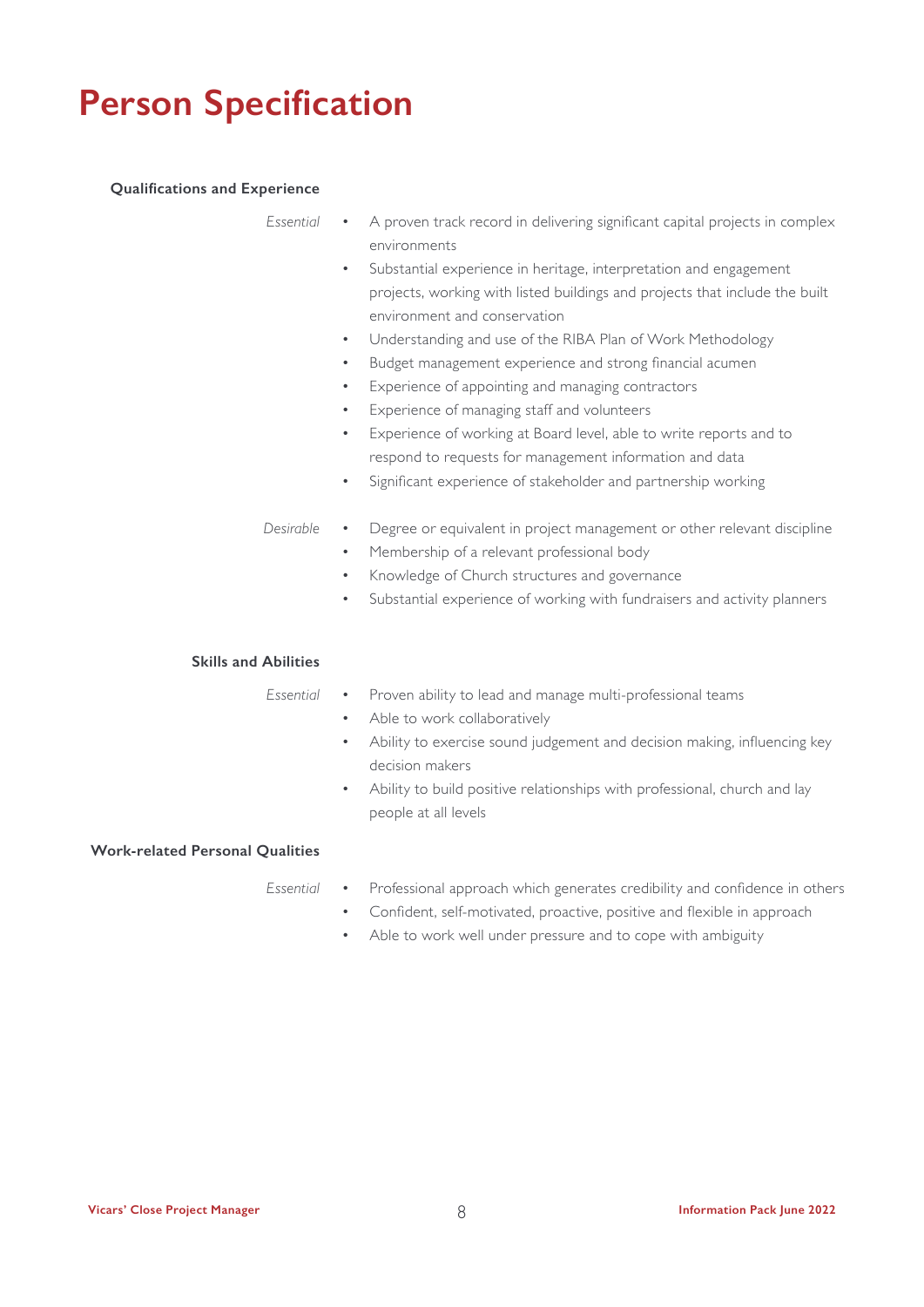# Person Specification

### Qualifications and Experience

*Essential*

- A proven track record in delivering significant capital projects in complex environments
- Substantial experience in heritage, interpretation and engagement projects, working with listed buildings and projects that include the built environment and conservation
- Understanding and use of the RIBA Plan of Work Methodology
- Budget management experience and strong financial acumen
- Experience of appointing and managing contractors
- Experience of managing staff and volunteers
- Experience of working at Board level, able to write reports and to respond to requests for management information and data
- Significant experience of stakeholder and partnership working

*Desirable*

- Degree or equivalent in project management or other relevant discipline
- Membership of a relevant professional body
- Knowledge of Church structures and governance
- Substantial experience of working with fundraisers and activity planners

### Skills and Abilities

*Essential*

- Proven ability to lead and manage multi-professional teams
- Able to work collaboratively
- Ability to exercise sound judgement and decision making, influencing key decision makers
- Ability to build positive relationships with professional, church and lay people at all levels

### Work-related Personal Qualities

*Essential*

- Professional approach which generates credibility and confidence in others
- Confident, self-motivated, proactive, positive and flexible in approach
- Able to work well under pressure and to cope with ambiguity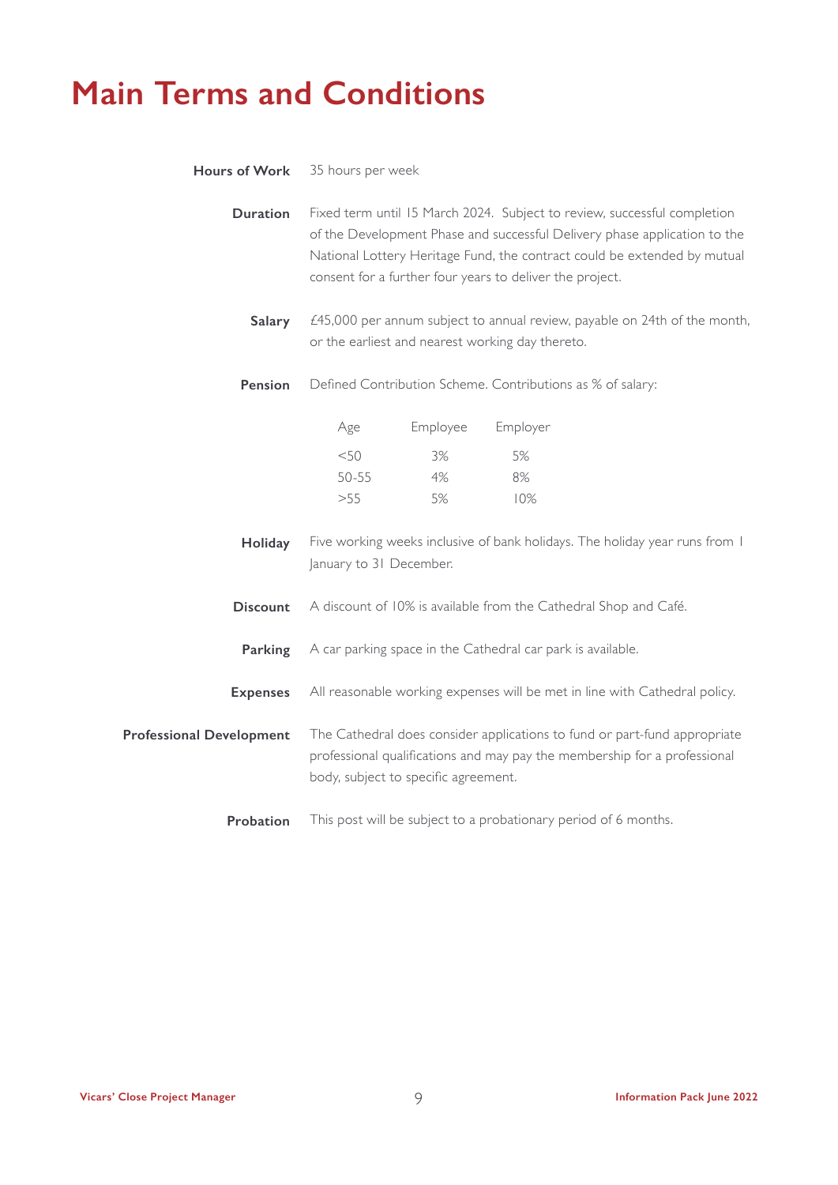# Main Terms and Conditions

**Hours of Work** 35 hours per week

**Duration** Fixed term until 15 March 2024. Subject to review, successful completion of the Development Phase and successful Delivery phase application to the National Lottery Heritage Fund, the contract could be extended by mutual consent for a further four years to deliver the project.

**Salary** £45,000 per annum subject to annual review, payable on 24th of the month, or the earliest and nearest working day thereto.

**Pension** Defined Contribution Scheme. Contributions as % of salary:

| Age | Employee | Employer |
|---|---|---|
| <50 | 3% | 5% |
| 50-55 | 4% | 8% |
| >55 | 5% | 10% |

**Holiday** Five working weeks inclusive of bank holidays. The holiday year runs from 1 January to 31 December.

**Discount** A discount of 10% is available from the Cathedral Shop and Café.

**Parking** A car parking space in the Cathedral car park is available.

**Expenses** All reasonable working expenses will be met in line with Cathedral policy.

**Professional Development** The Cathedral does consider applications to fund or part-fund appropriate professional qualifications and may pay the membership for a professional body, subject to specific agreement.

**Probation** This post will be subject to a probationary period of 6 months.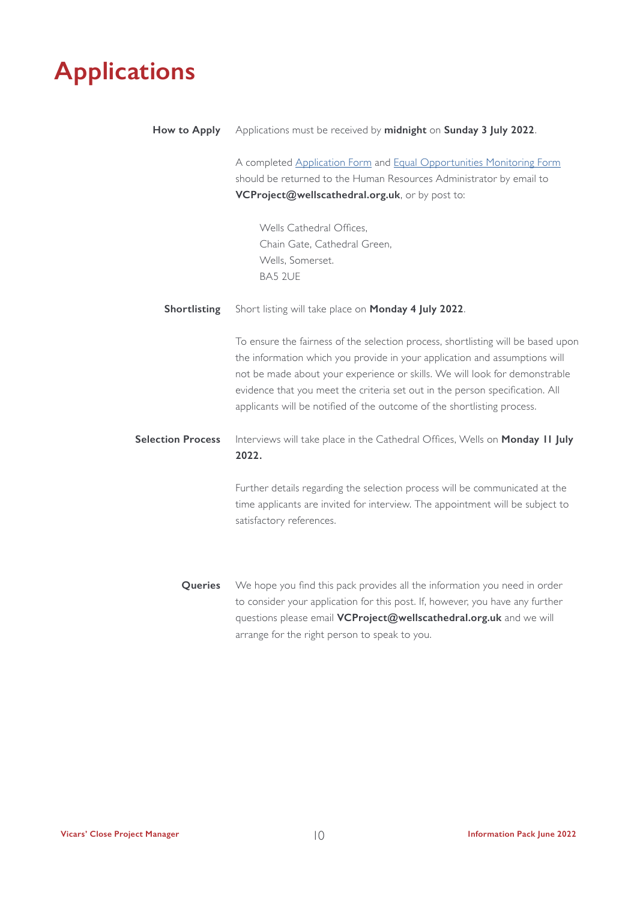# Applications

**How to Apply**

Applications must be received by **midnight** on **Sunday 3 July 2022**.

A completed Application Form and Equal Opportunities Monitoring Form should be returned to the Human Resources Administrator by email to **VCProject@wellscathedral.org.uk**, or by post to:

Wells Cathedral Offices,
Chain Gate, Cathedral Green,
Wells, Somerset.
BA5 2UE

**Shortlisting**

Short listing will take place on **Monday 4 July 2022**.

To ensure the fairness of the selection process, shortlisting will be based upon the information which you provide in your application and assumptions will not be made about your experience or skills. We will look for demonstrable evidence that you meet the criteria set out in the person specification. All applicants will be notified of the outcome of the shortlisting process.

**Selection Process**

Interviews will take place in the Cathedral Offices, Wells on **Monday 11 July 2022.**

Further details regarding the selection process will be communicated at the time applicants are invited for interview. The appointment will be subject to satisfactory references.

**Queries**

We hope you find this pack provides all the information you need in order to consider your application for this post. If, however, you have any further questions please email **VCProject@wellscathedral.org.uk** and we will arrange for the right person to speak to you.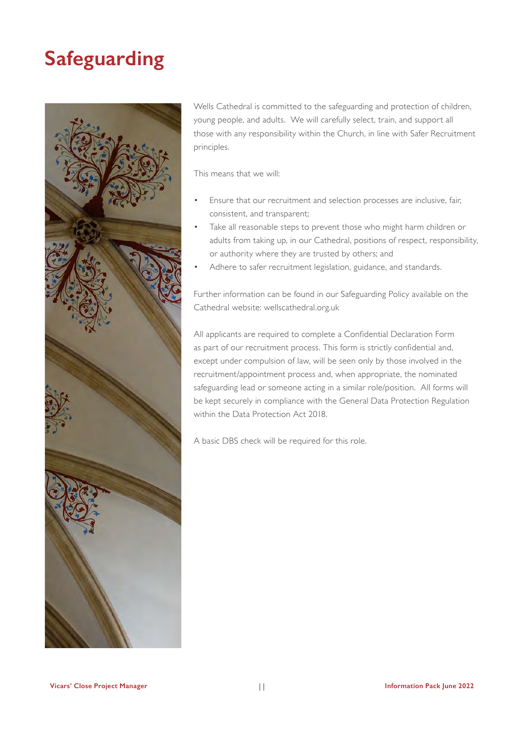# Safeguarding

Wells Cathedral is committed to the safeguarding and protection of children, young people, and adults. We will carefully select, train, and support all those with any responsibility within the Church, in line with Safer Recruitment principles.

This means that we will:

- Ensure that our recruitment and selection processes are inclusive, fair, consistent, and transparent;
- Take all reasonable steps to prevent those who might harm children or adults from taking up, in our Cathedral, positions of respect, responsibility, or authority where they are trusted by others; and
- Adhere to safer recruitment legislation, guidance, and standards.

Further information can be found in our Safeguarding Policy available on the Cathedral website: wellscathedral.org.uk

All applicants are required to complete a Confidential Declaration Form as part of our recruitment process. This form is strictly confidential and, except under compulsion of law, will be seen only by those involved in the recruitment/appointment process and, when appropriate, the nominated safeguarding lead or someone acting in a similar role/position. All forms will be kept securely in compliance with the General Data Protection Regulation within the Data Protection Act 2018.

A basic DBS check will be required for this role.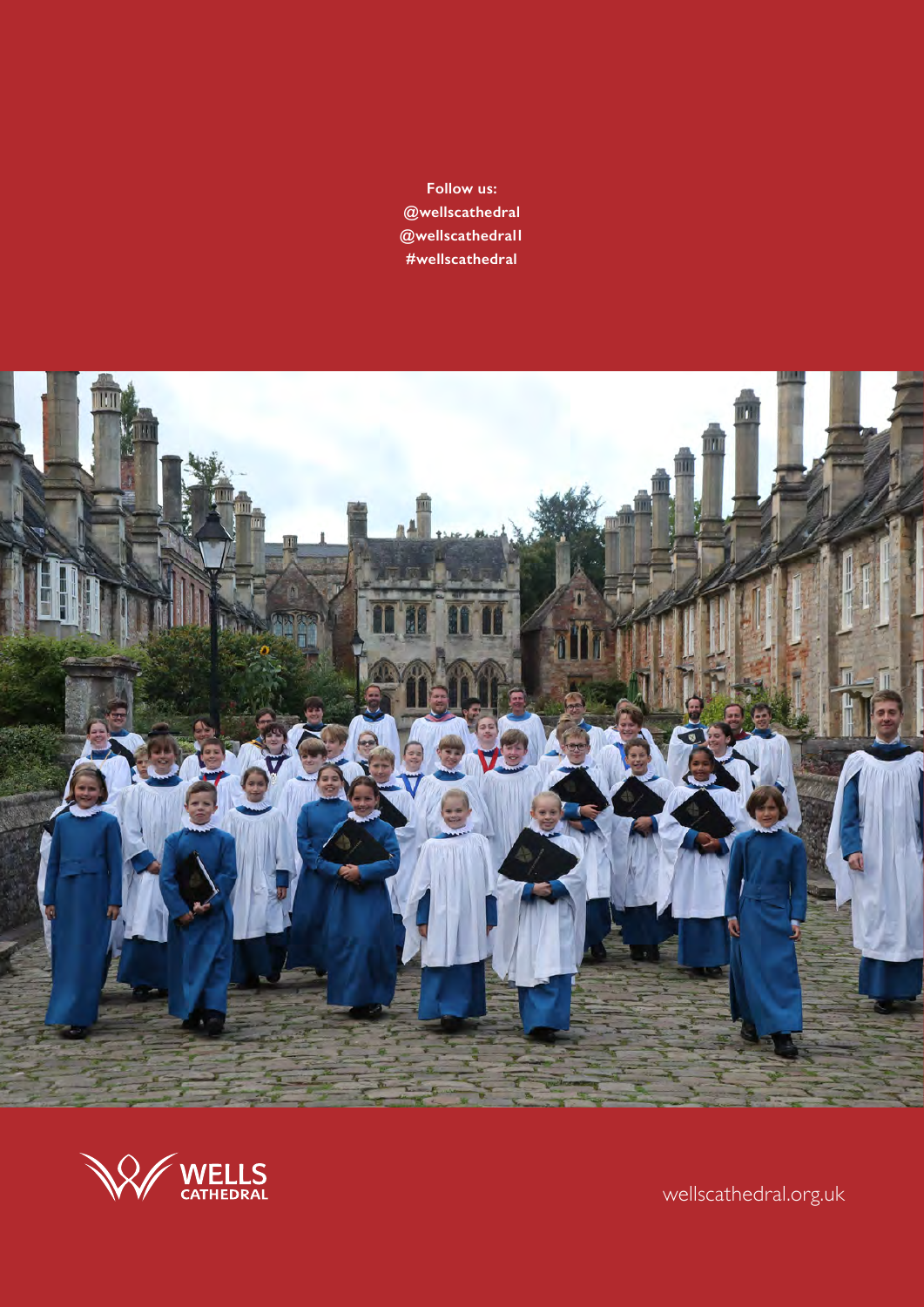**Follow us:**
**@wellscathedral**
**@wellscathedral1**
**#wellscathedral**

WELLS CATHEDRAL

wellscathedral.org.uk